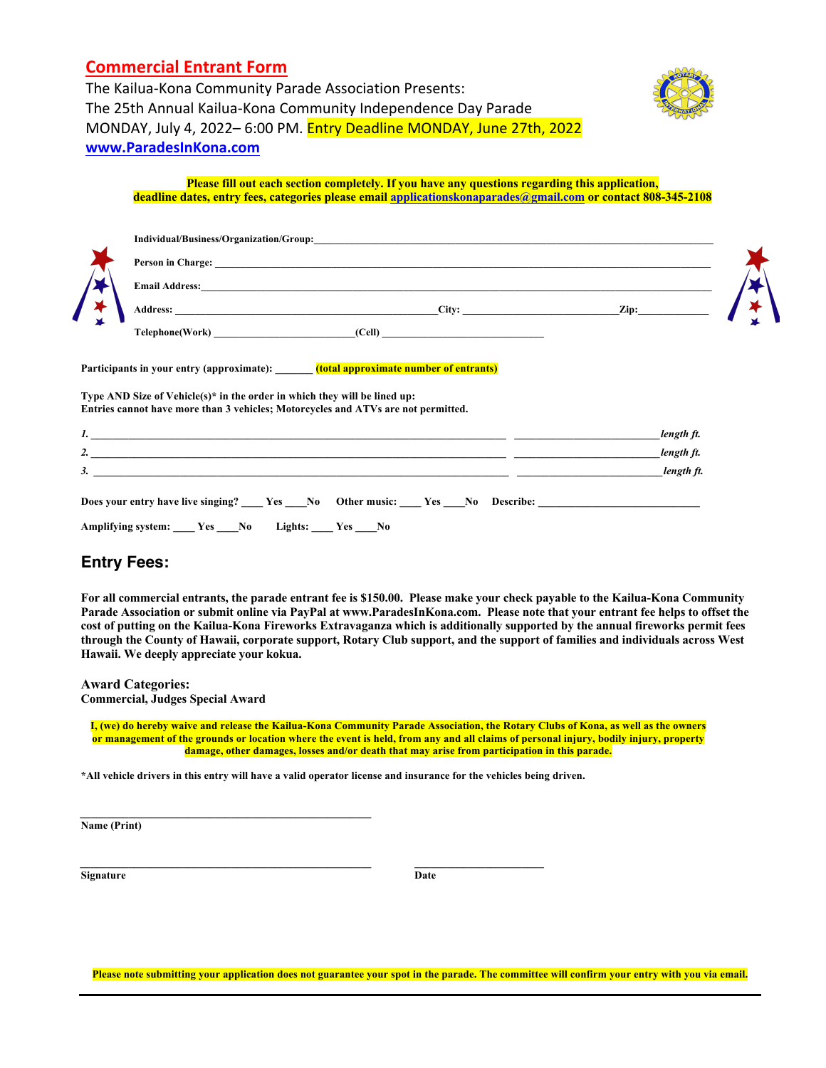# Commercial Entrant Form

The Kailua-Kona Community Parade Association Presents:
The 25th Annual Kailua-Kona Community Independence Day Parade
MONDAY, July 4, 2022– 6:00 PM. Entry Deadline MONDAY, June 27th, 2022
www.ParadesInKona.com

**Please fill out each section completely. If you have any questions regarding this application, deadline dates, entry fees, categories please email applicationskonaparades@gmail.com or contact 808-345-2108**

**Individual/Business/Organization/Group:**_______________________________________________

**Person in Charge:** _______________________________________________

**Email Address:**_______________________________________________

**Address:** ______________________________ **City:** ____________________ **Zip:**__________

**Telephone(Work)** ____________________ **(Cell)** ____________________

**Participants in your entry (approximate):** _______ **(total approximate number of entrants)**

**Type AND Size of Vehicle(s)* in the order in which they will be lined up:**
**Entries cannot have more than 3 vehicles; Motorcycles and ATVs are not permitted.**

*1.* ____________________________________________ ____________________*length ft.*

*2.* ____________________________________________ ____________________*length ft.*

*3.* ____________________________________________ ____________________*length ft.*

**Does your entry have live singing?** ____ **Yes** ____**No** **Other music:** ____ **Yes** ____**No** **Describe:** ____________________

**Amplifying system:** ____ **Yes** ____**No** **Lights:** ____ **Yes** ____**No**

## Entry Fees:

**For all commercial entrants, the parade entrant fee is $150.00. Please make your check payable to the Kailua-Kona Community Parade Association or submit online via PayPal at www.ParadesInKona.com. Please note that your entrant fee helps to offset the cost of putting on the Kailua-Kona Fireworks Extravaganza which is additionally supported by the annual fireworks permit fees through the County of Hawaii, corporate support, Rotary Club support, and the support of families and individuals across West Hawaii. We deeply appreciate your kokua.**

**Award Categories:**
**Commercial, Judges Special Award**

**I, (we) do hereby waive and release the Kailua-Kona Community Parade Association, the Rotary Clubs of Kona, as well as the owners or management of the grounds or location where the event is held, from any and all claims of personal injury, bodily injury, property damage, other damages, losses and/or death that may arise from participation in this parade.**

**\*All vehicle drivers in this entry will have a valid operator license and insurance for the vehicles being driven.**

______________________________________
**Name (Print)**

______________________________________ ____________________
**Signature** **Date**

**Please note submitting your application does not guarantee your spot in the parade. The committee will confirm your entry with you via email.**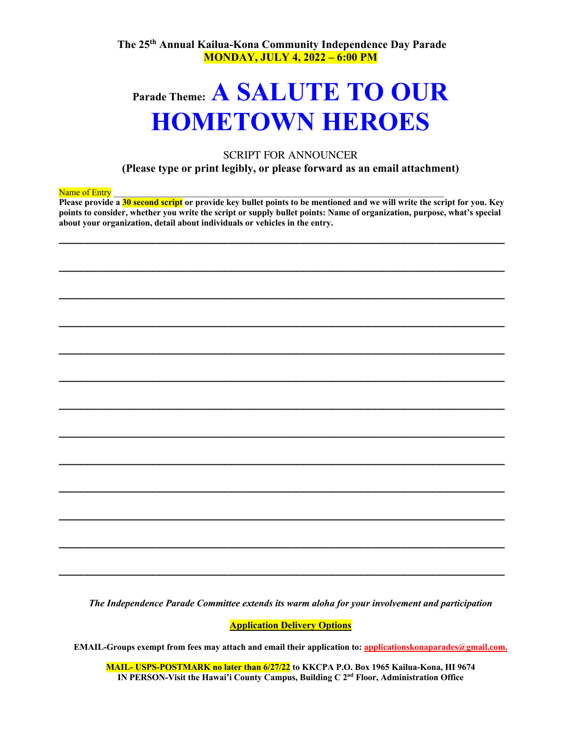**The 25th Annual Kailua-Kona Community Independence Day Parade**
**MONDAY, JULY 4, 2022 – 6:00 PM**

# Parade Theme: A SALUTE TO OUR HOMETOWN HEROES

SCRIPT FOR ANNOUNCER

**(Please type or print legibly, or please forward as an email attachment)**

Name of Entry ________________________________________________________________

**Please provide a 30 second script or provide key bullet points to be mentioned and we will write the script for you. Key points to consider, whether you write the script or supply bullet points: Name of organization, purpose, what's special about your organization, detail about individuals or vehicles in the entry.**

________________________________________________________________________________

________________________________________________________________________________

________________________________________________________________________________

________________________________________________________________________________

________________________________________________________________________________

________________________________________________________________________________

________________________________________________________________________________

________________________________________________________________________________

________________________________________________________________________________

________________________________________________________________________________

________________________________________________________________________________

________________________________________________________________________________

________________________________________________________________________________

*The Independence Parade Committee extends its warm aloha for your involvement and participation*

**Application Delivery Options**

**EMAIL-Groups exempt from fees may attach and email their application to: applicationskonaparades@gmail.com.**

**MAIL- USPS-POSTMARK no later than 6/27/22 to KKCPA P.O. Box 1965 Kailua-Kona, HI 9674**
**IN PERSON-Visit the Hawai'i County Campus, Building C 2nd Floor, Administration Office**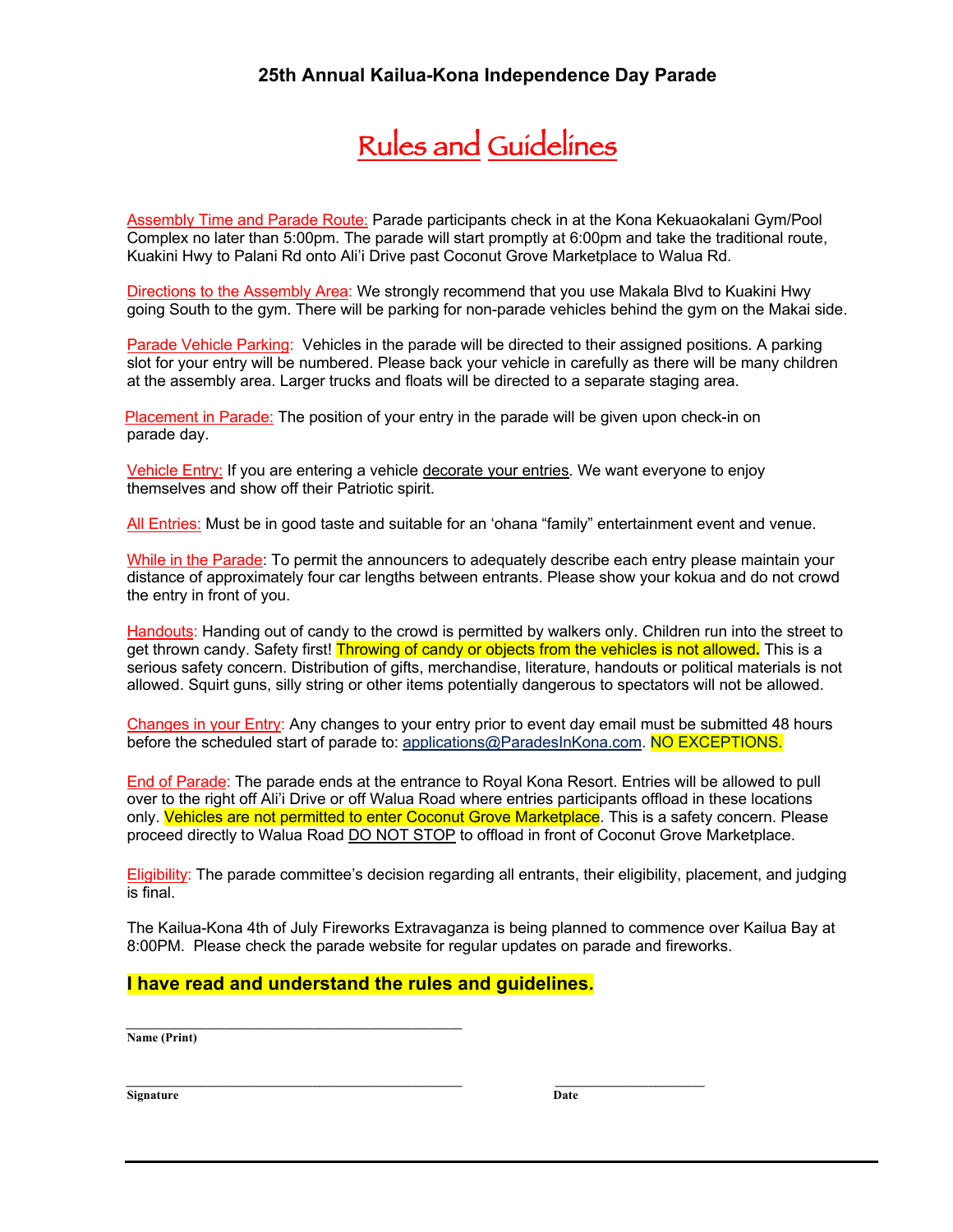### 25th Annual Kailua-Kona Independence Day Parade

# Rules and Guidelines

Assembly Time and Parade Route: Parade participants check in at the Kona Kekuaokalani Gym/Pool Complex no later than 5:00pm. The parade will start promptly at 6:00pm and take the traditional route, Kuakini Hwy to Palani Rd onto Ali'i Drive past Coconut Grove Marketplace to Walua Rd.

Directions to the Assembly Area: We strongly recommend that you use Makala Blvd to Kuakini Hwy going South to the gym. There will be parking for non-parade vehicles behind the gym on the Makai side.

Parade Vehicle Parking: Vehicles in the parade will be directed to their assigned positions. A parking slot for your entry will be numbered. Please back your vehicle in carefully as there will be many children at the assembly area. Larger trucks and floats will be directed to a separate staging area.

Placement in Parade: The position of your entry in the parade will be given upon check-in on parade day.

Vehicle Entry: If you are entering a vehicle decorate your entries. We want everyone to enjoy themselves and show off their Patriotic spirit.

All Entries: Must be in good taste and suitable for an 'ohana "family" entertainment event and venue.

While in the Parade: To permit the announcers to adequately describe each entry please maintain your distance of approximately four car lengths between entrants. Please show your kokua and do not crowd the entry in front of you.

Handouts: Handing out of candy to the crowd is permitted by walkers only. Children run into the street to get thrown candy. Safety first! **Throwing of candy or objects from the vehicles is not allowed.** This is a serious safety concern. Distribution of gifts, merchandise, literature, handouts or political materials is not allowed. Squirt guns, silly string or other items potentially dangerous to spectators will not be allowed.

Changes in your Entry: Any changes to your entry prior to event day email must be submitted 48 hours before the scheduled start of parade to: applications@ParadesInKona.com. **NO EXCEPTIONS.**

End of Parade: The parade ends at the entrance to Royal Kona Resort. Entries will be allowed to pull over to the right off Ali'i Drive or off Walua Road where entries participants offload in these locations only. **Vehicles are not permitted to enter Coconut Grove Marketplace**. This is a safety concern. Please proceed directly to Walua Road DO NOT STOP to offload in front of Coconut Grove Marketplace.

Eligibility: The parade committee's decision regarding all entrants, their eligibility, placement, and judging is final.

The Kailua-Kona 4th of July Fireworks Extravaganza is being planned to commence over Kailua Bay at 8:00PM. Please check the parade website for regular updates on parade and fireworks.

**I have read and understand the rules and guidelines.**

\_\_\_\_\_\_\_\_\_\_\_\_\_\_\_\_\_\_\_\_\_\_\_\_\_\_\_\_\_\_\_\_\_\_\_\_\_\_\_\_\_\_\_\_

**Name (Print)**

\_\_\_\_\_\_\_\_\_\_\_\_\_\_\_\_\_\_\_\_\_\_\_\_\_\_\_\_\_\_\_\_\_\_\_\_\_\_\_\_\_\_\_\_ \_\_\_\_\_\_\_\_\_\_\_\_\_\_\_\_\_\_\_\_\_\_

**Signature** **Date**